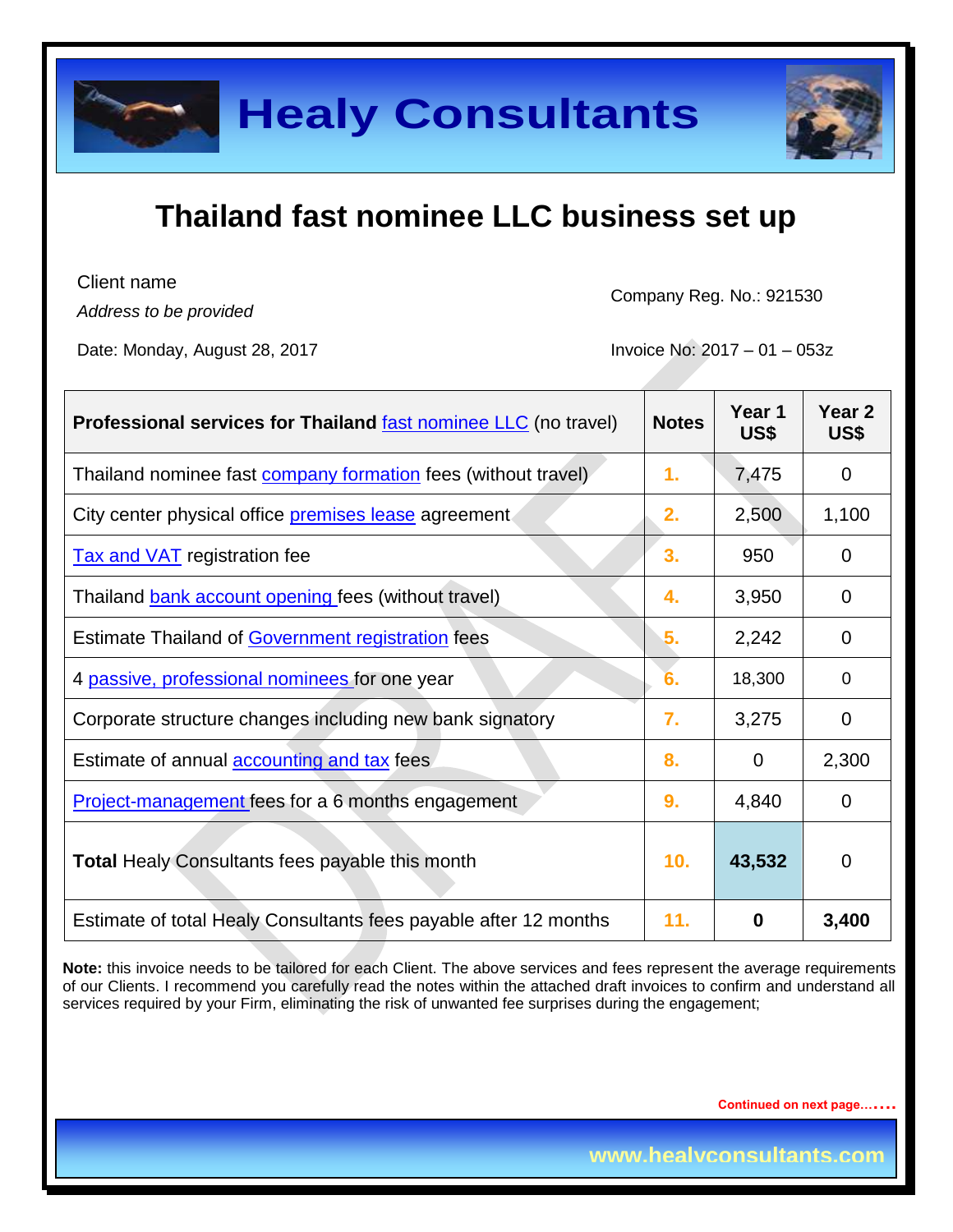# Healy Consultants

## Thailand fast nominee LLC business set up

Client name
*Address to be provided*

Company Reg. No.: 921530

Date: Monday, August 28, 2017

Invoice No: 2017 – 01 – 053z

| **Professional services for Thailand** fast nominee LLC (no travel) | **Notes** | **Year 1 US$** | **Year 2 US$** |
|---|---|---|---|
| Thailand nominee fast company formation fees (without travel) | 1. | 7,475 | 0 |
| City center physical office premises lease agreement | 2. | 2,500 | 1,100 |
| Tax and VAT registration fee | 3. | 950 | 0 |
| Thailand bank account opening fees (without travel) | 4. | 3,950 | 0 |
| Estimate Thailand of Government registration fees | 5. | 2,242 | 0 |
| 4 passive, professional nominees for one year | 6. | 18,300 | 0 |
| Corporate structure changes including new bank signatory | 7. | 3,275 | 0 |
| Estimate of annual accounting and tax fees | 8. | 0 | 2,300 |
| Project-management fees for a 6 months engagement | 9. | 4,840 | 0 |
| **Total** Healy Consultants fees payable this month | 10. | **43,532** | 0 |
| Estimate of total Healy Consultants fees payable after 12 months | 11. | **0** | **3,400** |

**Note:** this invoice needs to be tailored for each Client. The above services and fees represent the average requirements of our Clients. I recommend you carefully read the notes within the attached draft invoices to confirm and understand all services required by your Firm, eliminating the risk of unwanted fee surprises during the engagement;

Continued on next page…….

www.healyconsultants.com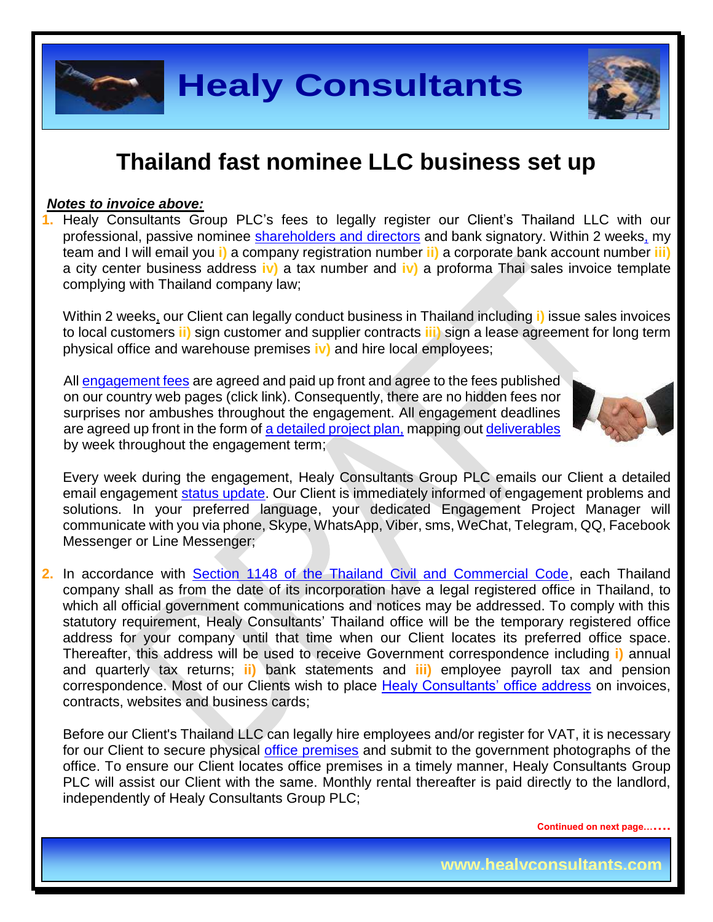# Thailand fast nominee LLC business set up

***Notes to invoice above:***

1. Healy Consultants Group PLC's fees to legally register our Client's Thailand LLC with our professional, passive nominee shareholders and directors and bank signatory. Within 2 weeks, my team and I will email you **i)** a company registration number **ii)** a corporate bank account number **iii)** a city center business address **iv)** a tax number and **iv)** a proforma Thai sales invoice template complying with Thailand company law;

   Within 2 weeks, our Client can legally conduct business in Thailand including **i)** issue sales invoices to local customers **ii)** sign customer and supplier contracts **iii)** sign a lease agreement for long term physical office and warehouse premises **iv)** and hire local employees;

   All engagement fees are agreed and paid up front and agree to the fees published on our country web pages (click link). Consequently, there are no hidden fees nor surprises nor ambushes throughout the engagement. All engagement deadlines are agreed up front in the form of a detailed project plan, mapping out deliverables by week throughout the engagement term;

   Every week during the engagement, Healy Consultants Group PLC emails our Client a detailed email engagement status update. Our Client is immediately informed of engagement problems and solutions. In your preferred language, your dedicated Engagement Project Manager will communicate with you via phone, Skype, WhatsApp, Viber, sms, WeChat, Telegram, QQ, Facebook Messenger or Line Messenger;

2. In accordance with Section 1148 of the Thailand Civil and Commercial Code, each Thailand company shall as from the date of its incorporation have a legal registered office in Thailand, to which all official government communications and notices may be addressed. To comply with this statutory requirement, Healy Consultants' Thailand office will be the temporary registered office address for your company until that time when our Client locates its preferred office space. Thereafter, this address will be used to receive Government correspondence including **i)** annual and quarterly tax returns; **ii)** bank statements and **iii)** employee payroll tax and pension correspondence. Most of our Clients wish to place Healy Consultants' office address on invoices, contracts, websites and business cards;

   Before our Client's Thailand LLC can legally hire employees and/or register for VAT, it is necessary for our Client to secure physical office premises and submit to the government photographs of the office. To ensure our Client locates office premises in a timely manner, Healy Consultants Group PLC will assist our Client with the same. Monthly rental thereafter is paid directly to the landlord, independently of Healy Consultants Group PLC;

Continued on next page…….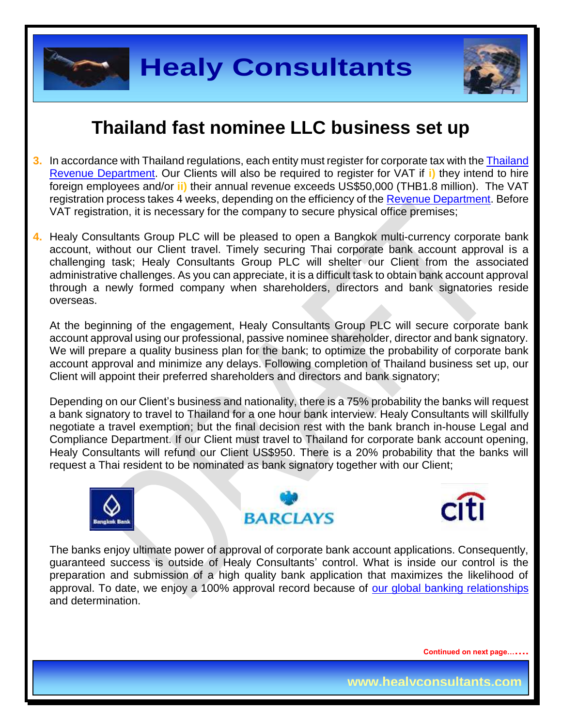# Thailand fast nominee LLC business set up

3. In accordance with Thailand regulations, each entity must register for corporate tax with the Thailand Revenue Department. Our Clients will also be required to register for VAT if **i)** they intend to hire foreign employees and/or **ii)** their annual revenue exceeds US$50,000 (THB1.8 million). The VAT registration process takes 4 weeks, depending on the efficiency of the Revenue Department. Before VAT registration, it is necessary for the company to secure physical office premises;

4. Healy Consultants Group PLC will be pleased to open a Bangkok multi-currency corporate bank account, without our Client travel. Timely securing Thai corporate bank account approval is a challenging task; Healy Consultants Group PLC will shelter our Client from the associated administrative challenges. As you can appreciate, it is a difficult task to obtain bank account approval through a newly formed company when shareholders, directors and bank signatories reside overseas.

   At the beginning of the engagement, Healy Consultants Group PLC will secure corporate bank account approval using our professional, passive nominee shareholder, director and bank signatory. We will prepare a quality business plan for the bank; to optimize the probability of corporate bank account approval and minimize any delays. Following completion of Thailand business set up, our Client will appoint their preferred shareholders and directors and bank signatory;

   Depending on our Client's business and nationality, there is a 75% probability the banks will request a bank signatory to travel to Thailand for a one hour bank interview. Healy Consultants will skillfully negotiate a travel exemption; but the final decision rest with the bank branch in-house Legal and Compliance Department. If our Client must travel to Thailand for corporate bank account opening, Healy Consultants will refund our Client US$950. There is a 20% probability that the banks will request a Thai resident to be nominated as bank signatory together with our Client;

   The banks enjoy ultimate power of approval of corporate bank account applications. Consequently, guaranteed success is outside of Healy Consultants' control. What is inside our control is the preparation and submission of a high quality bank application that maximizes the likelihood of approval. To date, we enjoy a 100% approval record because of our global banking relationships and determination.

Continued on next page…….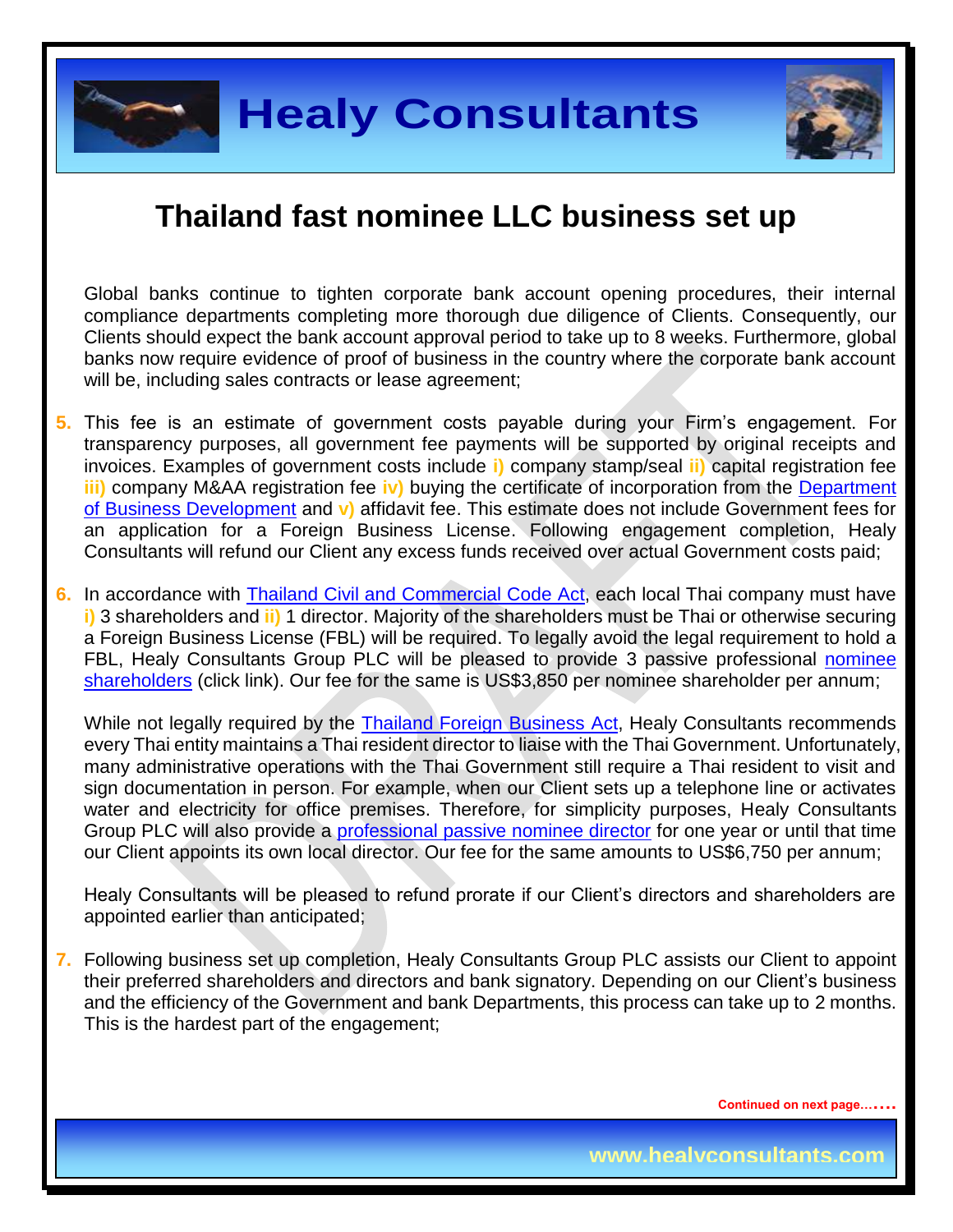# Thailand fast nominee LLC business set up

Global banks continue to tighten corporate bank account opening procedures, their internal compliance departments completing more thorough due diligence of Clients. Consequently, our Clients should expect the bank account approval period to take up to 8 weeks. Furthermore, global banks now require evidence of proof of business in the country where the corporate bank account will be, including sales contracts or lease agreement;

5. This fee is an estimate of government costs payable during your Firm's engagement. For transparency purposes, all government fee payments will be supported by original receipts and invoices. Examples of government costs include i) company stamp/seal ii) capital registration fee iii) company M&AA registration fee iv) buying the certificate of incorporation from the Department of Business Development and v) affidavit fee. This estimate does not include Government fees for an application for a Foreign Business License. Following engagement completion, Healy Consultants will refund our Client any excess funds received over actual Government costs paid;

6. In accordance with Thailand Civil and Commercial Code Act, each local Thai company must have i) 3 shareholders and ii) 1 director. Majority of the shareholders must be Thai or otherwise securing a Foreign Business License (FBL) will be required. To legally avoid the legal requirement to hold a FBL, Healy Consultants Group PLC will be pleased to provide 3 passive professional nominee shareholders (click link). Our fee for the same is US$3,850 per nominee shareholder per annum;

   While not legally required by the Thailand Foreign Business Act, Healy Consultants recommends every Thai entity maintains a Thai resident director to liaise with the Thai Government. Unfortunately, many administrative operations with the Thai Government still require a Thai resident to visit and sign documentation in person. For example, when our Client sets up a telephone line or activates water and electricity for office premises. Therefore, for simplicity purposes, Healy Consultants Group PLC will also provide a professional passive nominee director for one year or until that time our Client appoints its own local director. Our fee for the same amounts to US$6,750 per annum;

   Healy Consultants will be pleased to refund prorate if our Client's directors and shareholders are appointed earlier than anticipated;

7. Following business set up completion, Healy Consultants Group PLC assists our Client to appoint their preferred shareholders and directors and bank signatory. Depending on our Client's business and the efficiency of the Government and bank Departments, this process can take up to 2 months. This is the hardest part of the engagement;

Continued on next page…….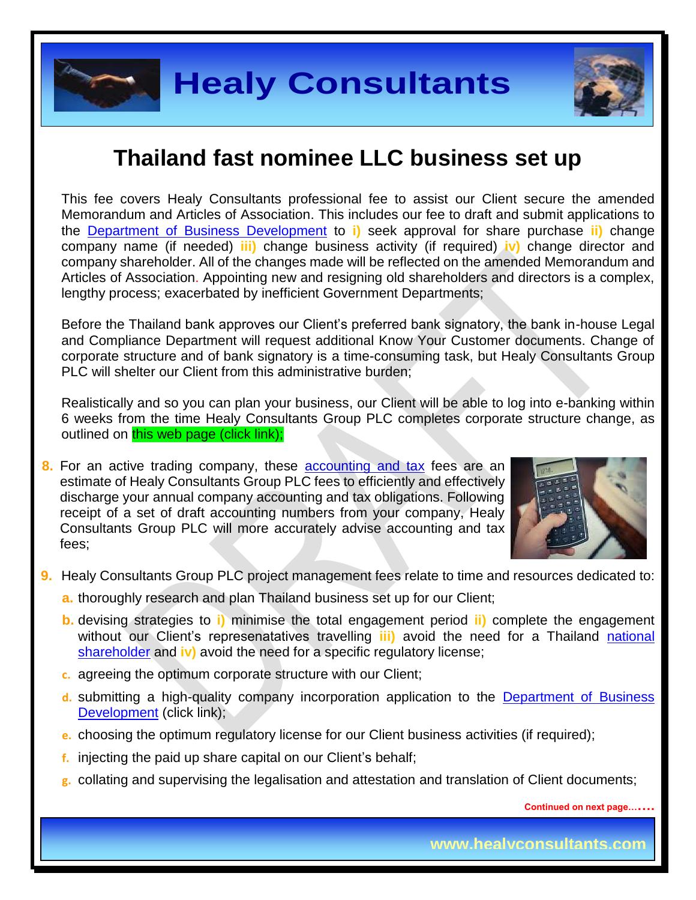## Thailand fast nominee LLC business set up

This fee covers Healy Consultants professional fee to assist our Client secure the amended Memorandum and Articles of Association. This includes our fee to draft and submit applications to the Department of Business Development to **i)** seek approval for share purchase **ii)** change company name (if needed) **iii)** change business activity (if required) **iv)** change director and company shareholder. All of the changes made will be reflected on the amended Memorandum and Articles of Association. Appointing new and resigning old shareholders and directors is a complex, lengthy process; exacerbated by inefficient Government Departments;

Before the Thailand bank approves our Client's preferred bank signatory, the bank in-house Legal and Compliance Department will request additional Know Your Customer documents. Change of corporate structure and of bank signatory is a time-consuming task, but Healy Consultants Group PLC will shelter our Client from this administrative burden;

Realistically and so you can plan your business, our Client will be able to log into e-banking within 6 weeks from the time Healy Consultants Group PLC completes corporate structure change, as outlined on this web page (click link);

8. For an active trading company, these accounting and tax fees are an estimate of Healy Consultants Group PLC fees to efficiently and effectively discharge your annual company accounting and tax obligations. Following receipt of a set of draft accounting numbers from your company, Healy Consultants Group PLC will more accurately advise accounting and tax fees;

9. Healy Consultants Group PLC project management fees relate to time and resources dedicated to:
   a. thoroughly research and plan Thailand business set up for our Client;
   b. devising strategies to **i)** minimise the total engagement period **ii)** complete the engagement without our Client's represenatatives travelling **iii)** avoid the need for a Thailand national shareholder and **iv)** avoid the need for a specific regulatory license;
   c. agreeing the optimum corporate structure with our Client;
   d. submitting a high-quality company incorporation application to the Department of Business Development (click link);
   e. choosing the optimum regulatory license for our Client business activities (if required);
   f. injecting the paid up share capital on our Client's behalf;
   g. collating and supervising the legalisation and attestation and translation of Client documents;

Continued on next page…….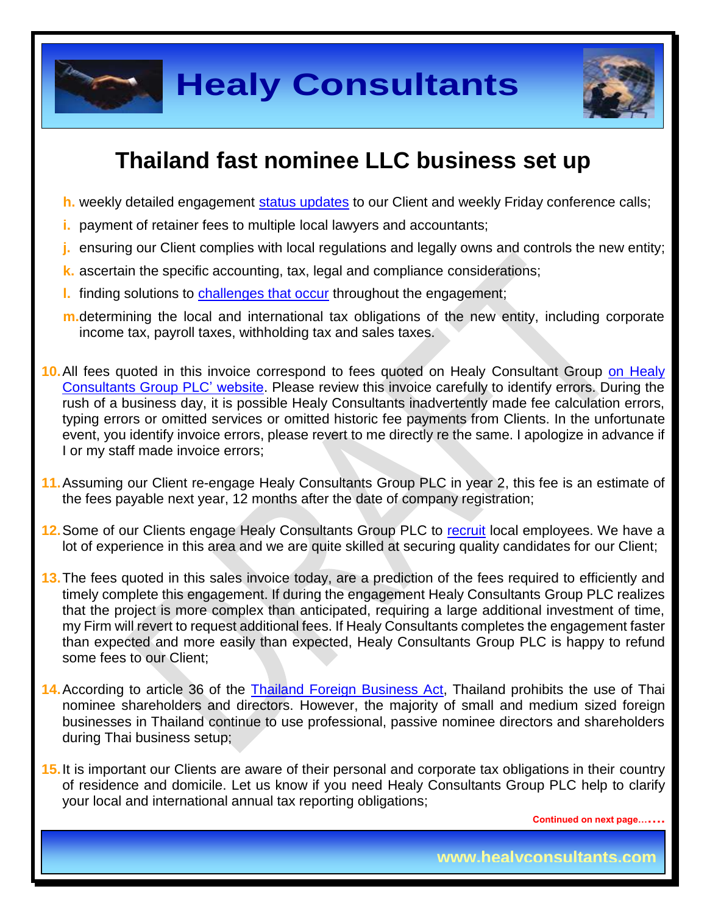# Thailand fast nominee LLC business set up

- **h.** weekly detailed engagement [status updates](#) to our Client and weekly Friday conference calls;
- **i.** payment of retainer fees to multiple local lawyers and accountants;
- **j.** ensuring our Client complies with local regulations and legally owns and controls the new entity;
- **k.** ascertain the specific accounting, tax, legal and compliance considerations;
- **l.** finding solutions to [challenges that occur](#) throughout the engagement;
- **m.** determining the local and international tax obligations of the new entity, including corporate income tax, payroll taxes, withholding tax and sales taxes.

10. All fees quoted in this invoice correspond to fees quoted on Healy Consultant Group [on Healy Consultants Group PLC' website](#). Please review this invoice carefully to identify errors. During the rush of a business day, it is possible Healy Consultants inadvertently made fee calculation errors, typing errors or omitted services or omitted historic fee payments from Clients. In the unfortunate event, you identify invoice errors, please revert to me directly re the same. I apologize in advance if I or my staff made invoice errors;

11. Assuming our Client re-engage Healy Consultants Group PLC in year 2, this fee is an estimate of the fees payable next year, 12 months after the date of company registration;

12. Some of our Clients engage Healy Consultants Group PLC to [recruit](#) local employees. We have a lot of experience in this area and we are quite skilled at securing quality candidates for our Client;

13. The fees quoted in this sales invoice today, are a prediction of the fees required to efficiently and timely complete this engagement. If during the engagement Healy Consultants Group PLC realizes that the project is more complex than anticipated, requiring a large additional investment of time, my Firm will revert to request additional fees. If Healy Consultants completes the engagement faster than expected and more easily than expected, Healy Consultants Group PLC is happy to refund some fees to our Client;

14. According to article 36 of the [Thailand Foreign Business Act](#), Thailand prohibits the use of Thai nominee shareholders and directors. However, the majority of small and medium sized foreign businesses in Thailand continue to use professional, passive nominee directors and shareholders during Thai business setup;

15. It is important our Clients are aware of their personal and corporate tax obligations in their country of residence and domicile. Let us know if you need Healy Consultants Group PLC help to clarify your local and international annual tax reporting obligations;

Continued on next page…….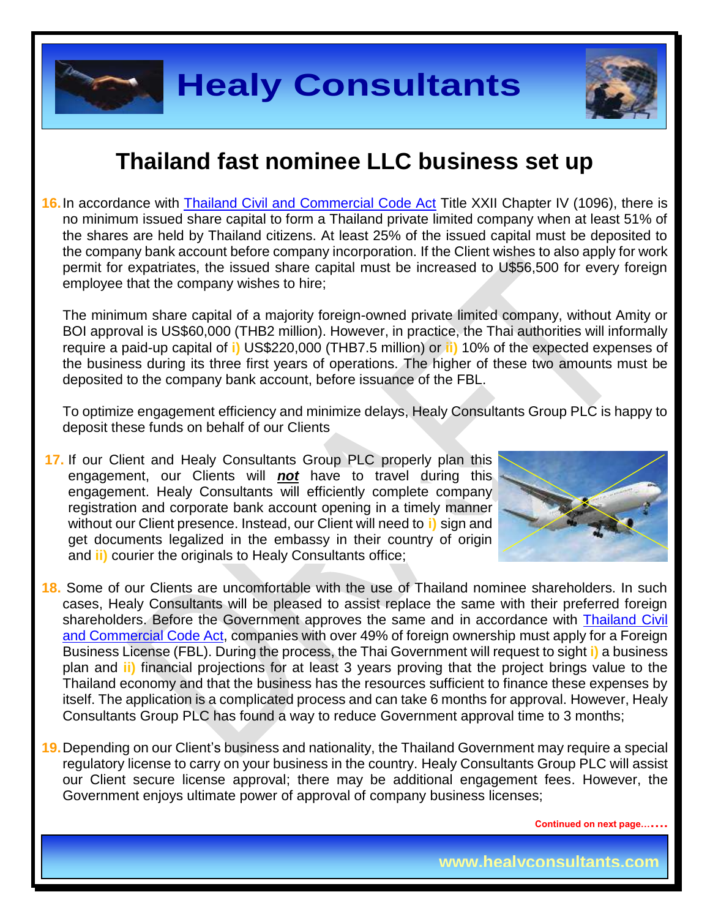# Thailand fast nominee LLC business set up

16. In accordance with Thailand Civil and Commercial Code Act Title XXII Chapter IV (1096), there is no minimum issued share capital to form a Thailand private limited company when at least 51% of the shares are held by Thailand citizens. At least 25% of the issued capital must be deposited to the company bank account before company incorporation. If the Client wishes to also apply for work permit for expatriates, the issued share capital must be increased to U$56,500 for every foreign employee that the company wishes to hire;

    The minimum share capital of a majority foreign-owned private limited company, without Amity or BOI approval is US$60,000 (THB2 million). However, in practice, the Thai authorities will informally require a paid-up capital of i) US$220,000 (THB7.5 million) or ii) 10% of the expected expenses of the business during its three first years of operations. The higher of these two amounts must be deposited to the company bank account, before issuance of the FBL.

    To optimize engagement efficiency and minimize delays, Healy Consultants Group PLC is happy to deposit these funds on behalf of our Clients

17. If our Client and Healy Consultants Group PLC properly plan this engagement, our Clients will ***not*** have to travel during this engagement. Healy Consultants will efficiently complete company registration and corporate bank account opening in a timely manner without our Client presence. Instead, our Client will need to i) sign and get documents legalized in the embassy in their country of origin and ii) courier the originals to Healy Consultants office;

18. Some of our Clients are uncomfortable with the use of Thailand nominee shareholders. In such cases, Healy Consultants will be pleased to assist replace the same with their preferred foreign shareholders. Before the Government approves the same and in accordance with Thailand Civil and Commercial Code Act, companies with over 49% of foreign ownership must apply for a Foreign Business License (FBL). During the process, the Thai Government will request to sight i) a business plan and ii) financial projections for at least 3 years proving that the project brings value to the Thailand economy and that the business has the resources sufficient to finance these expenses by itself. The application is a complicated process and can take 6 months for approval. However, Healy Consultants Group PLC has found a way to reduce Government approval time to 3 months;

19. Depending on our Client's business and nationality, the Thailand Government may require a special regulatory license to carry on your business in the country. Healy Consultants Group PLC will assist our Client secure license approval; there may be additional engagement fees. However, the Government enjoys ultimate power of approval of company business licenses;

Continued on next page…….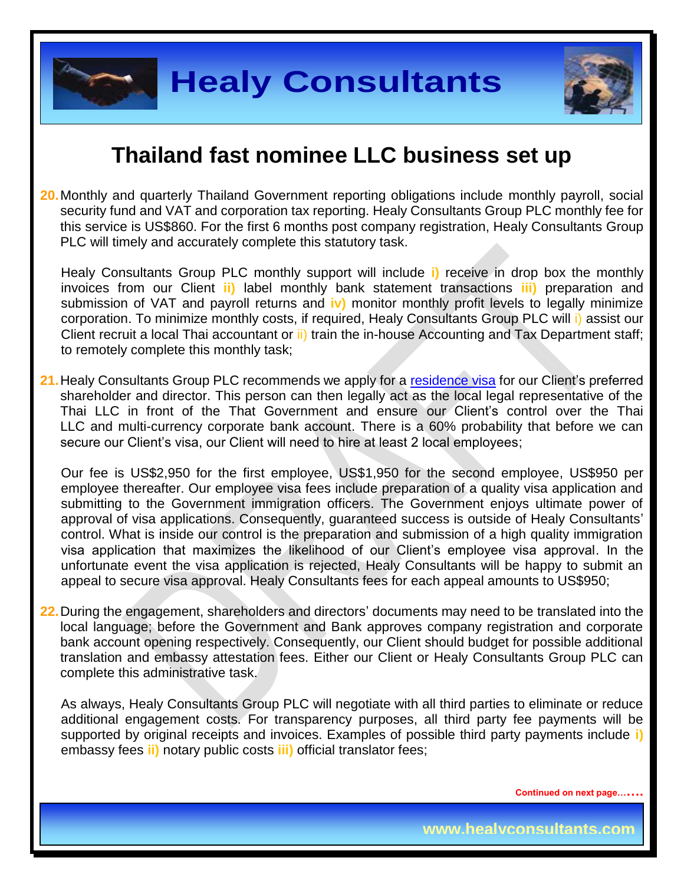# Thailand fast nominee LLC business set up

20. Monthly and quarterly Thailand Government reporting obligations include monthly payroll, social security fund and VAT and corporation tax reporting. Healy Consultants Group PLC monthly fee for this service is US$860. For the first 6 months post company registration, Healy Consultants Group PLC will timely and accurately complete this statutory task.

    Healy Consultants Group PLC monthly support will include **i)** receive in drop box the monthly invoices from our Client **ii)** label monthly bank statement transactions **iii)** preparation and submission of VAT and payroll returns and **iv)** monitor monthly profit levels to legally minimize corporation. To minimize monthly costs, if required, Healy Consultants Group PLC will i) assist our Client recruit a local Thai accountant or ii) train the in-house Accounting and Tax Department staff; to remotely complete this monthly task;

21. Healy Consultants Group PLC recommends we apply for a residence visa for our Client's preferred shareholder and director. This person can then legally act as the local legal representative of the Thai LLC in front of the That Government and ensure our Client's control over the Thai LLC and multi-currency corporate bank account. There is a 60% probability that before we can secure our Client's visa, our Client will need to hire at least 2 local employees;

    Our fee is US$2,950 for the first employee, US$1,950 for the second employee, US$950 per employee thereafter. Our employee visa fees include preparation of a quality visa application and submitting to the Government immigration officers. The Government enjoys ultimate power of approval of visa applications. Consequently, guaranteed success is outside of Healy Consultants' control. What is inside our control is the preparation and submission of a high quality immigration visa application that maximizes the likelihood of our Client's employee visa approval. In the unfortunate event the visa application is rejected, Healy Consultants will be happy to submit an appeal to secure visa approval. Healy Consultants fees for each appeal amounts to US$950;

22. During the engagement, shareholders and directors' documents may need to be translated into the local language; before the Government and Bank approves company registration and corporate bank account opening respectively. Consequently, our Client should budget for possible additional translation and embassy attestation fees. Either our Client or Healy Consultants Group PLC can complete this administrative task.

    As always, Healy Consultants Group PLC will negotiate with all third parties to eliminate or reduce additional engagement costs. For transparency purposes, all third party fee payments will be supported by original receipts and invoices. Examples of possible third party payments include **i)** embassy fees **ii)** notary public costs **iii)** official translator fees;

**Continued on next page…….**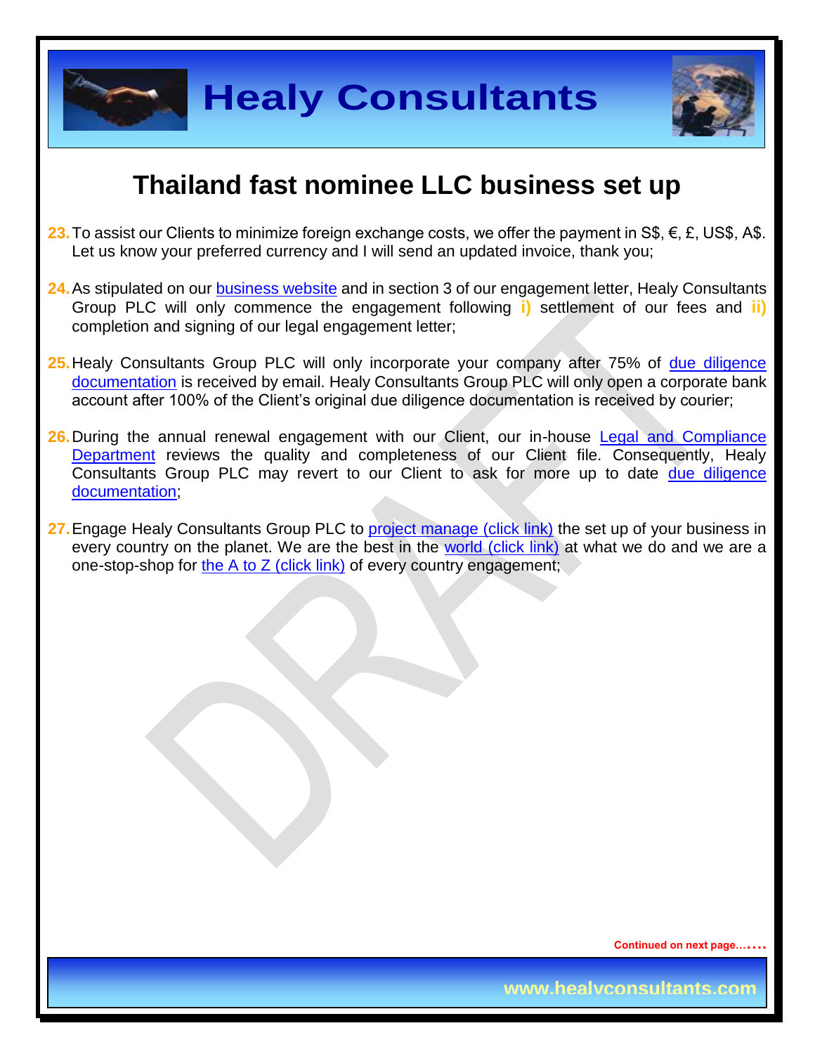# Thailand fast nominee LLC business set up

23. To assist our Clients to minimize foreign exchange costs, we offer the payment in S$, €, £, US$, A$. Let us know your preferred currency and I will send an updated invoice, thank you;

24. As stipulated on our business website and in section 3 of our engagement letter, Healy Consultants Group PLC will only commence the engagement following **i)** settlement of our fees and **ii)** completion and signing of our legal engagement letter;

25. Healy Consultants Group PLC will only incorporate your company after 75% of due diligence documentation is received by email. Healy Consultants Group PLC will only open a corporate bank account after 100% of the Client's original due diligence documentation is received by courier;

26. During the annual renewal engagement with our Client, our in-house Legal and Compliance Department reviews the quality and completeness of our Client file. Consequently, Healy Consultants Group PLC may revert to our Client to ask for more up to date due diligence documentation;

27. Engage Healy Consultants Group PLC to project manage (click link) the set up of your business in every country on the planet. We are the best in the world (click link) at what we do and we are a one-stop-shop for the A to Z (click link) of every country engagement;

Continued on next page……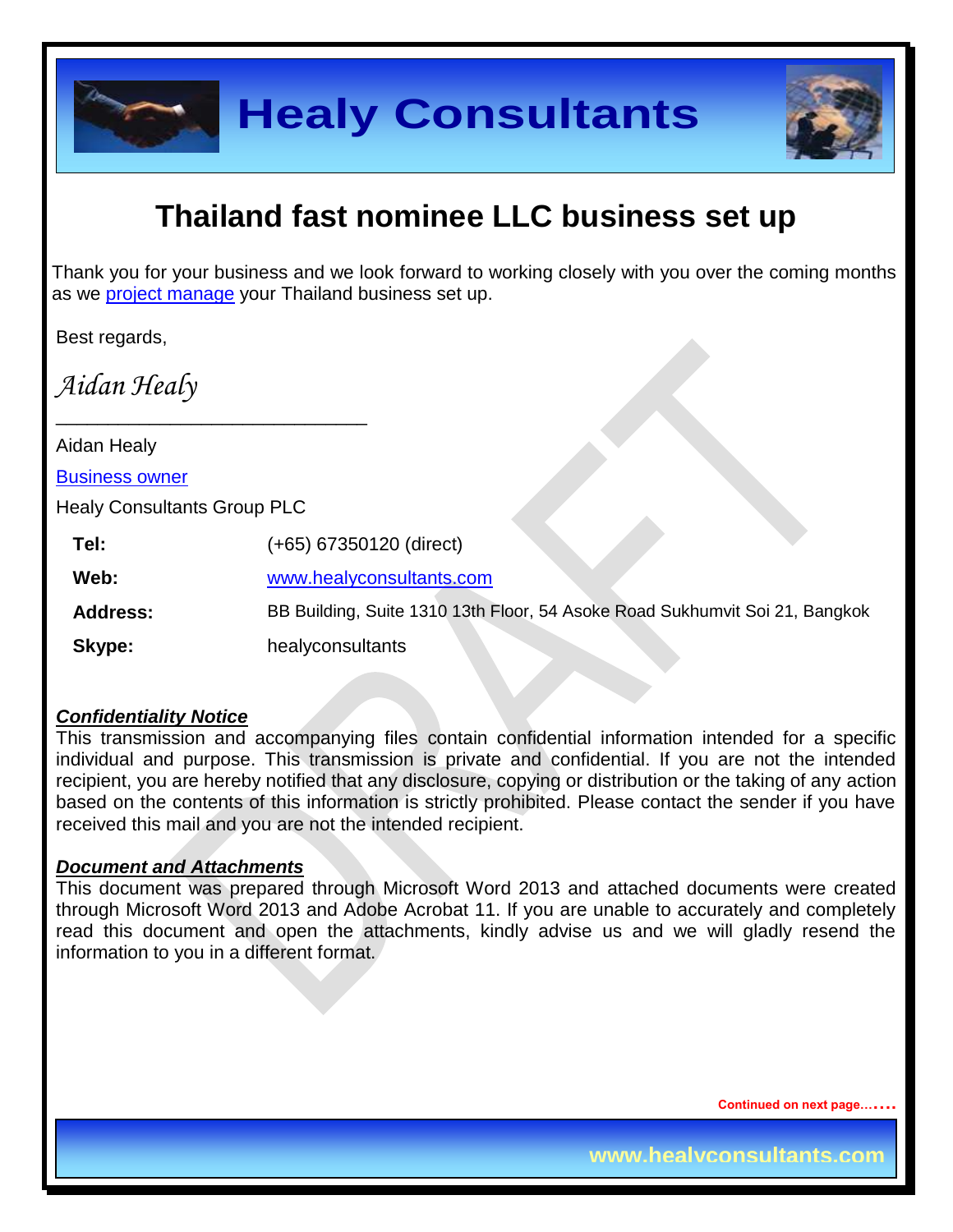# Thailand fast nominee LLC business set up

Thank you for your business and we look forward to working closely with you over the coming months as we project manage your Thailand business set up.

Best regards,

*Aidan Healy*

______________________________

Aidan Healy

Business owner

Healy Consultants Group PLC

| | |
|---|---|
| **Tel:** | (+65) 67350120 (direct) |
| **Web:** | www.healyconsultants.com |
| **Address:** | BB Building, Suite 1310 13th Floor, 54 Asoke Road Sukhumvit Soi 21, Bangkok |
| **Skype:** | healyconsultants |

***Confidentiality Notice***

This transmission and accompanying files contain confidential information intended for a specific individual and purpose. This transmission is private and confidential. If you are not the intended recipient, you are hereby notified that any disclosure, copying or distribution or the taking of any action based on the contents of this information is strictly prohibited. Please contact the sender if you have received this mail and you are not the intended recipient.

***Document and Attachments***

This document was prepared through Microsoft Word 2013 and attached documents were created through Microsoft Word 2013 and Adobe Acrobat 11. If you are unable to accurately and completely read this document and open the attachments, kindly advise us and we will gladly resend the information to you in a different format.